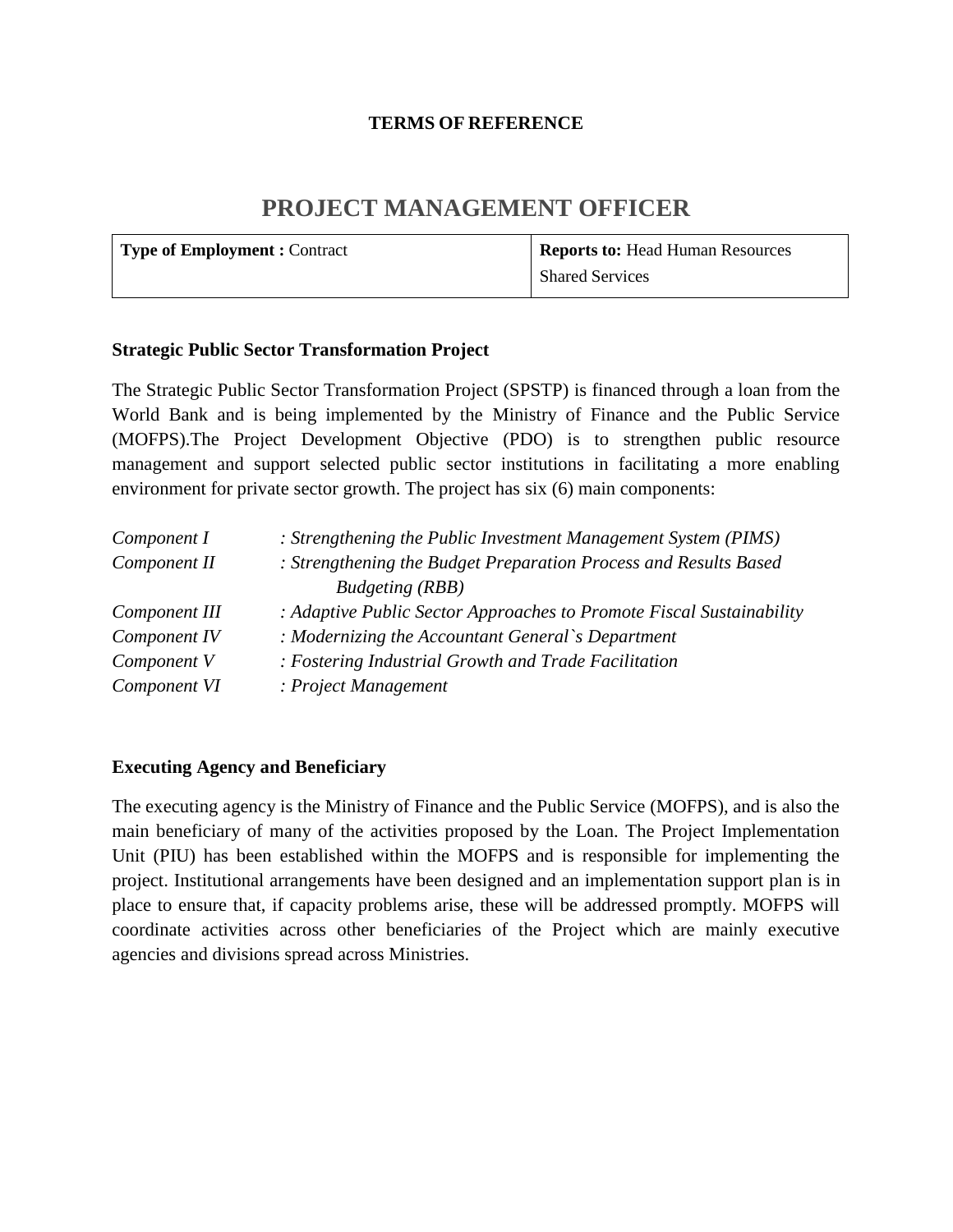**TERMS OF REFERENCE**

# PROJECT MANAGEMENT OFFICER

| **Type of Employment :** Contract | **Reports to:** Head Human Resources Shared Services |
|---|---|

### Strategic Public Sector Transformation Project

The Strategic Public Sector Transformation Project (SPSTP) is financed through a loan from the World Bank and is being implemented by the Ministry of Finance and the Public Service (MOFPS).The Project Development Objective (PDO) is to strengthen public resource management and support selected public sector institutions in facilitating a more enabling environment for private sector growth. The project has six (6) main components:

| | |
|---|---|
| *Component I* | *: Strengthening the Public Investment Management System (PIMS)* |
| *Component II* | *: Strengthening the Budget Preparation Process and Results Based Budgeting (RBB)* |
| *Component III* | *: Adaptive Public Sector Approaches to Promote Fiscal Sustainability* |
| *Component IV* | *: Modernizing the Accountant General`s Department* |
| *Component V* | *: Fostering Industrial Growth and Trade Facilitation* |
| *Component VI* | *: Project Management* |

### Executing Agency and Beneficiary

The executing agency is the Ministry of Finance and the Public Service (MOFPS), and is also the main beneficiary of many of the activities proposed by the Loan. The Project Implementation Unit (PIU) has been established within the MOFPS and is responsible for implementing the project. Institutional arrangements have been designed and an implementation support plan is in place to ensure that, if capacity problems arise, these will be addressed promptly. MOFPS will coordinate activities across other beneficiaries of the Project which are mainly executive agencies and divisions spread across Ministries.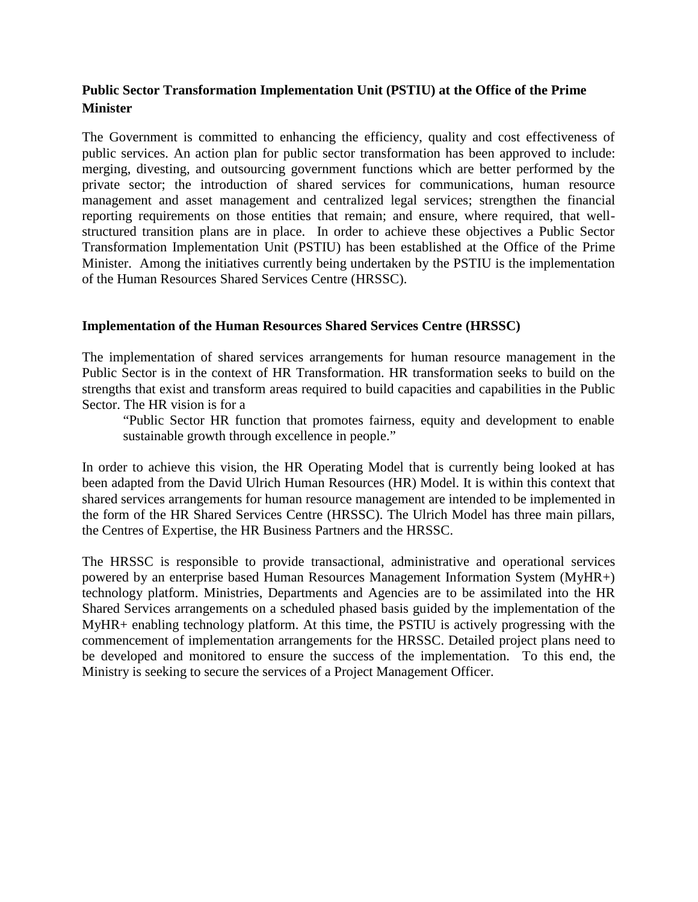**Public Sector Transformation Implementation Unit (PSTIU) at the Office of the Prime Minister**

The Government is committed to enhancing the efficiency, quality and cost effectiveness of public services. An action plan for public sector transformation has been approved to include: merging, divesting, and outsourcing government functions which are better performed by the private sector; the introduction of shared services for communications, human resource management and asset management and centralized legal services; strengthen the financial reporting requirements on those entities that remain; and ensure, where required, that well-structured transition plans are in place. In order to achieve these objectives a Public Sector Transformation Implementation Unit (PSTIU) has been established at the Office of the Prime Minister. Among the initiatives currently being undertaken by the PSTIU is the implementation of the Human Resources Shared Services Centre (HRSSC).

**Implementation of the Human Resources Shared Services Centre (HRSSC)**

The implementation of shared services arrangements for human resource management in the Public Sector is in the context of HR Transformation. HR transformation seeks to build on the strengths that exist and transform areas required to build capacities and capabilities in the Public Sector. The HR vision is for a

> "Public Sector HR function that promotes fairness, equity and development to enable sustainable growth through excellence in people."

In order to achieve this vision, the HR Operating Model that is currently being looked at has been adapted from the David Ulrich Human Resources (HR) Model. It is within this context that shared services arrangements for human resource management are intended to be implemented in the form of the HR Shared Services Centre (HRSSC). The Ulrich Model has three main pillars, the Centres of Expertise, the HR Business Partners and the HRSSC.

The HRSSC is responsible to provide transactional, administrative and operational services powered by an enterprise based Human Resources Management Information System (MyHR+) technology platform. Ministries, Departments and Agencies are to be assimilated into the HR Shared Services arrangements on a scheduled phased basis guided by the implementation of the MyHR+ enabling technology platform. At this time, the PSTIU is actively progressing with the commencement of implementation arrangements for the HRSSC. Detailed project plans need to be developed and monitored to ensure the success of the implementation. To this end, the Ministry is seeking to secure the services of a Project Management Officer.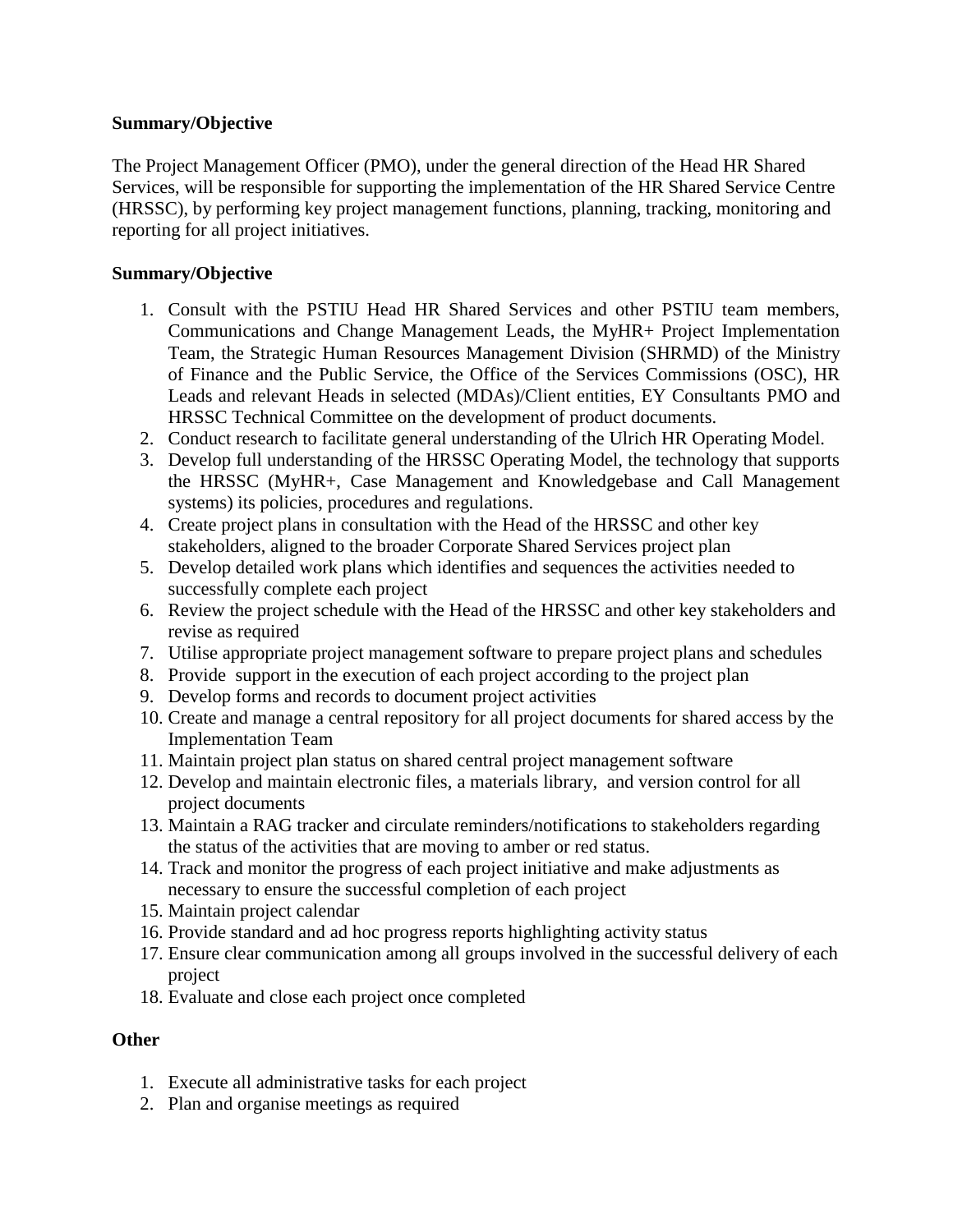**Summary/Objective**

The Project Management Officer (PMO), under the general direction of the Head HR Shared Services, will be responsible for supporting the implementation of the HR Shared Service Centre (HRSSC), by performing key project management functions, planning, tracking, monitoring and reporting for all project initiatives.

**Summary/Objective**

1. Consult with the PSTIU Head HR Shared Services and other PSTIU team members, Communications and Change Management Leads, the MyHR+ Project Implementation Team, the Strategic Human Resources Management Division (SHRMD) of the Ministry of Finance and the Public Service, the Office of the Services Commissions (OSC), HR Leads and relevant Heads in selected (MDAs)/Client entities, EY Consultants PMO and HRSSC Technical Committee on the development of product documents.
2. Conduct research to facilitate general understanding of the Ulrich HR Operating Model.
3. Develop full understanding of the HRSSC Operating Model, the technology that supports the HRSSC (MyHR+, Case Management and Knowledgebase and Call Management systems) its policies, procedures and regulations.
4. Create project plans in consultation with the Head of the HRSSC and other key stakeholders, aligned to the broader Corporate Shared Services project plan
5. Develop detailed work plans which identifies and sequences the activities needed to successfully complete each project
6. Review the project schedule with the Head of the HRSSC and other key stakeholders and revise as required
7. Utilise appropriate project management software to prepare project plans and schedules
8. Provide support in the execution of each project according to the project plan
9. Develop forms and records to document project activities
10. Create and manage a central repository for all project documents for shared access by the Implementation Team
11. Maintain project plan status on shared central project management software
12. Develop and maintain electronic files, a materials library, and version control for all project documents
13. Maintain a RAG tracker and circulate reminders/notifications to stakeholders regarding the status of the activities that are moving to amber or red status.
14. Track and monitor the progress of each project initiative and make adjustments as necessary to ensure the successful completion of each project
15. Maintain project calendar
16. Provide standard and ad hoc progress reports highlighting activity status
17. Ensure clear communication among all groups involved in the successful delivery of each project
18. Evaluate and close each project once completed

**Other**

1. Execute all administrative tasks for each project
2. Plan and organise meetings as required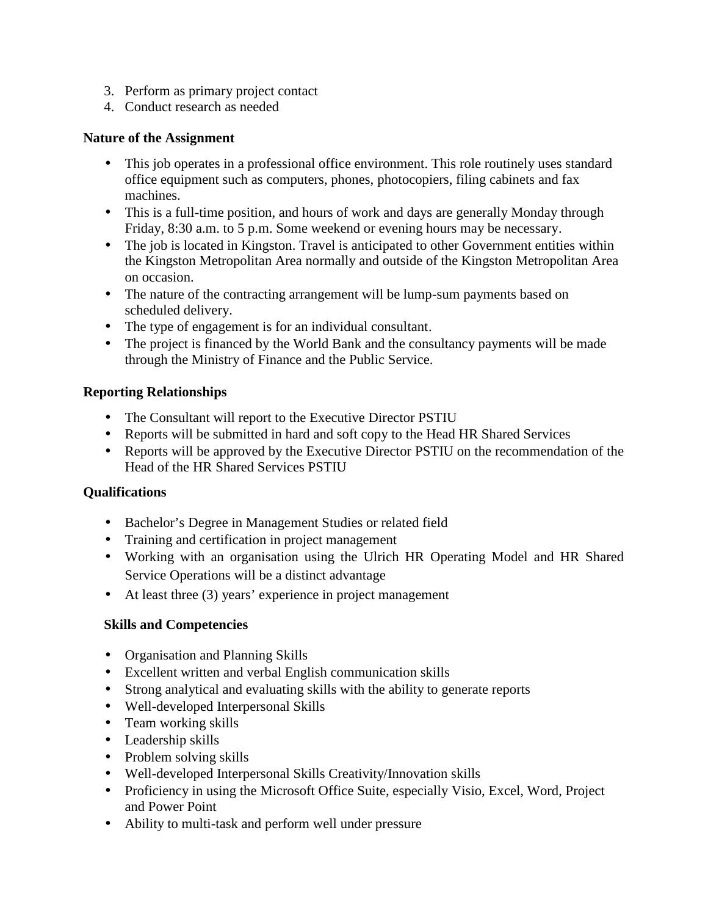3. Perform as primary project contact
4. Conduct research as needed

**Nature of the Assignment**

- This job operates in a professional office environment. This role routinely uses standard office equipment such as computers, phones, photocopiers, filing cabinets and fax machines.
- This is a full-time position, and hours of work and days are generally Monday through Friday, 8:30 a.m. to 5 p.m. Some weekend or evening hours may be necessary.
- The job is located in Kingston. Travel is anticipated to other Government entities within the Kingston Metropolitan Area normally and outside of the Kingston Metropolitan Area on occasion.
- The nature of the contracting arrangement will be lump-sum payments based on scheduled delivery.
- The type of engagement is for an individual consultant.
- The project is financed by the World Bank and the consultancy payments will be made through the Ministry of Finance and the Public Service.

**Reporting Relationships**

- The Consultant will report to the Executive Director PSTIU
- Reports will be submitted in hard and soft copy to the Head HR Shared Services
- Reports will be approved by the Executive Director PSTIU on the recommendation of the Head of the HR Shared Services PSTIU

**Qualifications**

- Bachelor's Degree in Management Studies or related field
- Training and certification in project management
- Working with an organisation using the Ulrich HR Operating Model and HR Shared Service Operations will be a distinct advantage
- At least three (3) years' experience in project management

**Skills and Competencies**

- Organisation and Planning Skills
- Excellent written and verbal English communication skills
- Strong analytical and evaluating skills with the ability to generate reports
- Well-developed Interpersonal Skills
- Team working skills
- Leadership skills
- Problem solving skills
- Well-developed Interpersonal Skills Creativity/Innovation skills
- Proficiency in using the Microsoft Office Suite, especially Visio, Excel, Word, Project and Power Point
- Ability to multi-task and perform well under pressure